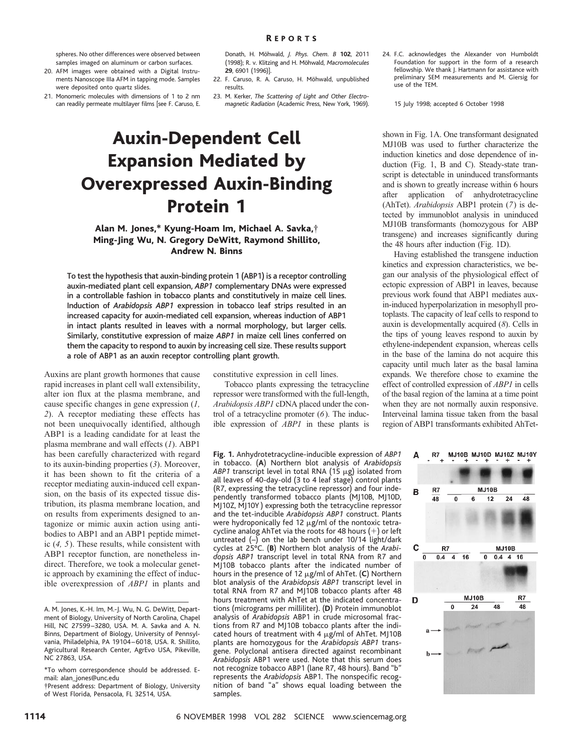spheres. No other differences were observed between samples imaged on aluminum or carbon surfaces.

20. AFM images were obtained with a Digital Instruments Nanoscope IIIa AFM in tapping mode. Samples were deposited onto quartz slides.
21. Monomeric molecules with dimensions of 1 to 2 nm can readily permeate multilayer films [see F. Caruso, E. Donath, H. Möhwald, *J. Phys. Chem. B* **102**, 2011 (1998); R. v. Klitzing and H. Möhwald, *Macromolecules* **29**, 6901 (1996)].
22. F. Caruso, R. A. Caruso, H. Möhwald, unpublished results.
23. M. Kerker, *The Scattering of Light and Other Electromagnetic Radiation* (Academic Press, New York, 1969).
24. F.C. acknowledges the Alexander von Humboldt Foundation for support in the form of a research fellowship. We thank J. Hartmann for assistance with preliminary SEM measurements and M. Giersig for use of the TEM.

15 July 1998; accepted 6 October 1998

# Auxin-Dependent Cell Expansion Mediated by Overexpressed Auxin-Binding Protein 1

**Alan M. Jones,\* Kyung-Hoam Im, Michael A. Savka,† Ming-Jing Wu, N. Gregory DeWitt, Raymond Shillito, Andrew N. Binns**

**To test the hypothesis that auxin-binding protein 1 (ABP1) is a receptor controlling auxin-mediated plant cell expansion, *ABP1* complementary DNAs were expressed in a controllable fashion in tobacco plants and constitutively in maize cell lines. Induction of *Arabidopsis ABP1* expression in tobacco leaf strips resulted in an increased capacity for auxin-mediated cell expansion, whereas induction of ABP1 in intact plants resulted in leaves with a normal morphology, but larger cells. Similarly, constitutive expression of maize *ABP1* in maize cell lines conferred on them the capacity to respond to auxin by increasing cell size. These results support a role of ABP1 as an auxin receptor controlling plant growth.**

Auxins are plant growth hormones that cause rapid increases in plant cell wall extensibility, alter ion flux at the plasma membrane, and cause specific changes in gene expression (*1, 2*). A receptor mediating these effects has not been unequivocally identified, although ABP1 is a leading candidate for at least the plasma membrane and wall effects (*1*). ABP1 has been carefully characterized with regard to its auxin-binding properties (*3*). Moreover, it has been shown to fit the criteria of a receptor mediating auxin-induced cell expansion, on the basis of its expected tissue distribution, its plasma membrane location, and on results from experiments designed to antagonize or mimic auxin action using antibodies to ABP1 and an ABP1 peptide mimetic (*4, 5*). These results, while consistent with ABP1 receptor function, are nonetheless indirect. Therefore, we took a molecular genetic approach by examining the effect of inducible overexpression of *ABP1* in plants and constitutive expression in cell lines.

Tobacco plants expressing the tetracycline repressor were transformed with the full-length, *Arabidopsis ABP1* cDNA placed under the control of a tetracycline promoter (*6*). The inducible expression of *ABP1* in these plants is shown in Fig. 1A. One transformant designated MJ10B was used to further characterize the induction kinetics and dose dependence of induction (Fig. 1, B and C). Steady-state transcript is detectable in uninduced transformants and is shown to greatly increase within 6 hours after application of anhydrotetracycline (AhTet). *Arabidopsis* ABP1 protein (*7*) is detected by immunoblot analysis in uninduced MJ10B transformants (homozygous for ABP transgene) and increases significantly during the 48 hours after induction (Fig. 1D).

Having established the transgene induction kinetics and expression characteristics, we began our analysis of the physiological effect of ectopic expression of ABP1 in leaves, because previous work found that ABP1 mediates auxin-induced hyperpolarization in mesophyll protoplasts. The capacity of leaf cells to respond to auxin is developmentally acquired (*8*). Cells in the tips of young leaves respond to auxin by ethylene-independent expansion, whereas cells in the base of the lamina do not acquire this capacity until much later as the basal lamina expands. We therefore chose to examine the effect of controlled expression of *ABP1* in cells of the basal region of the lamina at a time point when they are not normally auxin responsive. Interveinal lamina tissue taken from the basal region of ABP1 transformants exhibited AhTet-

**Fig. 1.** Anhydrotetracycline-inducible expression of *ABP1* in tobacco. (**A**) Northern blot analysis of *Arabidopsis ABP1* transcript level in total RNA (15 μg) isolated from all leaves of 40-day-old (3 to 4 leaf stage) control plants (R7, expressing the tetracycline repressor) and four independently transformed tobacco plants (MJ10B, MJ10D, MJ10Z, MJ10Y) expressing both the tetracycline repressor and the tet-inducible *Arabidopsis ABP1* construct. Plants were hydroponically fed 12 μg/ml of the nontoxic tetracycline analog AhTet via the roots for 48 hours (+) or left untreated (–) on the lab bench under 10/14 light/dark cycles at 25°C. (**B**) Northern blot analysis of the *Arabidopsis ABP1* transcript level in total RNA from R7 and MJ10B tobacco plants after the indicated number of hours in the presence of 12 μg/ml of AhTet. (**C**) Northern blot analysis of the *Arabidopsis ABP1* transcript level in total RNA from R7 and MJ10B tobacco plants after 48 hours treatment with AhTet at the indicated concentrations (micrograms per milliliter). (**D**) Protein immunoblot analysis of *Arabidopsis* ABP1 in crude microsomal fractions from R7 and MJ10B tobacco plants after the indicated hours of treatment with 4 μg/ml of AhTet. MJ10B plants are homozygous for the *Arabidopsis ABP1* transgene. Polyclonal antisera directed against recombinant *Arabidopsis* ABP1 were used. Note that this serum does not recognize tobacco ABP1 (lane R7, 48 hours). Band "b" represents the *Arabidopsis* ABP1. The nonspecific recognition of band "a" shows equal loading between the samples.

---

A. M. Jones, K.-H. Im, M.-J. Wu, N. G. DeWitt, Department of Biology, University of North Carolina, Chapel Hill, NC 27599–3280, USA. M. A. Savka and A. N. Binns, Department of Biology, University of Pennsylvania, Philadelphia, PA 19104–6018, USA. R. Shillito, Agricultural Research Center, AgrEvo USA, Pikeville, NC 27863, USA.

\*To whom correspondence should be addressed. E-mail: alan_jones@unc.edu

†Present address: Department of Biology, University of West Florida, Pensacola, FL 32514, USA.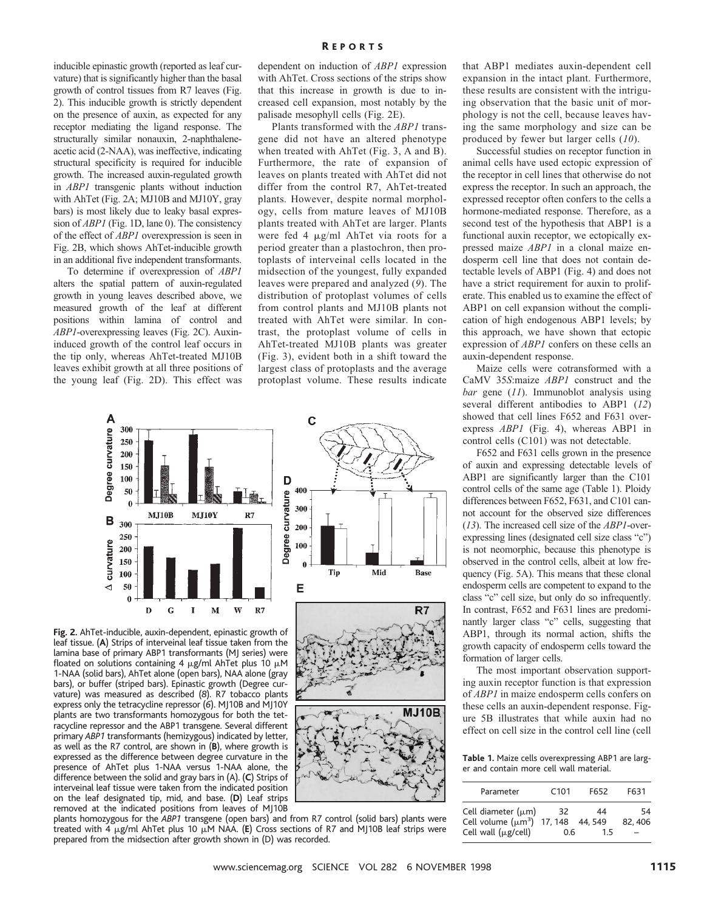inducible epinastic growth (reported as leaf curvature) that is significantly higher than the basal growth of control tissues from R7 leaves (Fig. 2). This inducible growth is strictly dependent on the presence of auxin, as expected for any receptor mediating the ligand response. The structurally similar nonauxin, 2-naphthaleneacetic acid (2-NAA), was ineffective, indicating structural specificity is required for inducible growth. The increased auxin-regulated growth in *ABP1* transgenic plants without induction with AhTet (Fig. 2A; MJ10B and MJ10Y, gray bars) is most likely due to leaky basal expression of *ABP1* (Fig. 1D, lane 0). The consistency of the effect of *ABP1* overexpression is seen in Fig. 2B, which shows AhTet-inducible growth in an additional five independent transformants.

To determine if overexpression of *ABP1* alters the spatial pattern of auxin-regulated growth in young leaves described above, we measured growth of the leaf at different positions within lamina of control and *ABP1*-overexpressing leaves (Fig. 2C). Auxin-induced growth of the control leaf occurs in the tip only, whereas AhTet-treated MJ10B leaves exhibit growth at all three positions of the young leaf (Fig. 2D). This effect was dependent on induction of *ABP1* expression with AhTet. Cross sections of the strips show that this increase in growth is due to increased cell expansion, most notably by the palisade mesophyll cells (Fig. 2E).

Plants transformed with the *ABP1* transgene did not have an altered phenotype when treated with AhTet (Fig. 3, A and B). Furthermore, the rate of expansion of leaves on plants treated with AhTet did not differ from the control R7, AhTet-treated plants. However, despite normal morphology, cells from mature leaves of MJ10B plants treated with AhTet are larger. Plants were fed 4 μg/ml AhTet via roots for a period greater than a plastochron, then protoplasts of interveinal cells located in the midsection of the youngest, fully expanded leaves were prepared and analyzed (*9*). The distribution of protoplast volumes of cells from control plants and MJ10B plants not treated with AhTet were similar. In contrast, the protoplast volume of cells in AhTet-treated MJ10B plants was greater (Fig. 3), evident both in a shift toward the largest class of protoplasts and the average protoplast volume. These results indicate that ABP1 mediates auxin-dependent cell expansion in the intact plant. Furthermore, these results are consistent with the intriguing observation that the basic unit of morphology is not the cell, because leaves having the same morphology and size can be produced by fewer but larger cells (*10*).

Successful studies on receptor function in animal cells have used ectopic expression of the receptor in cell lines that otherwise do not express the receptor. In such an approach, the expressed receptor often confers to the cells a hormone-mediated response. Therefore, as a second test of the hypothesis that ABP1 is a functional auxin receptor, we ectopically expressed maize *ABP1* in a clonal maize endosperm cell line that does not contain detectable levels of ABP1 (Fig. 4) and does not have a strict requirement for auxin to proliferate. This enabled us to examine the effect of ABP1 on cell expansion without the complication of high endogenous ABP1 levels; by this approach, we have shown that ectopic expression of *ABP1* confers on these cells an auxin-dependent response.

Maize cells were cotransformed with a CaMV 35*S*:maize *ABP1* construct and the *bar* gene (*11*). Immunoblot analysis using several different antibodies to ABP1 (*12*) showed that cell lines F652 and F631 overexpress *ABP1* (Fig. 4), whereas ABP1 in control cells (C101) was not detectable.

F652 and F631 cells grown in the presence of auxin and expressing detectable levels of ABP1 are significantly larger than the C101 control cells of the same age (Table 1). Ploidy differences between F652, F631, and C101 cannot account for the observed size differences (*13*). The increased cell size of the *ABP1*-overexpressing lines (designated cell size class "c") is not neomorphic, because this phenotype is observed in the control cells, albeit at low frequency (Fig. 5A). This means that these clonal endosperm cells are competent to expand to the class "c" cell size, but only do so infrequently. In contrast, F652 and F631 lines are predominantly larger class "c" cells, suggesting that ABP1, through its normal action, shifts the growth capacity of endosperm cells toward the formation of larger cells.

The most important observation supporting auxin receptor function is that expression of *ABP1* in maize endosperm cells confers on these cells an auxin-dependent response. Figure 5B illustrates that while auxin had no effect on cell size in the control cell line (cell

**Fig. 2.** AhTet-inducible, auxin-dependent, epinastic growth of leaf tissue. (**A**) Strips of interveinal leaf tissue taken from the lamina base of primary ABP1 transformants (MJ series) were floated on solutions containing 4 μg/ml AhTet plus 10 μM 1-NAA (solid bars), AhTet alone (open bars), NAA alone (gray bars), or buffer (striped bars). Epinastic growth (Degree curvature) was measured as described (*8*). R7 tobacco plants express only the tetracycline repressor (*6*). MJ10B and MJ10Y plants are two transformants homozygous for both the tetracycline repressor and the ABP1 transgene. Several different primary *ABP1* transformants (hemizygous) indicated by letter, as well as the R7 control, are shown in (**B**), where growth is expressed as the difference between degree curvature in the presence of AhTet plus 1-NAA versus 1-NAA alone, the difference between the solid and gray bars in (A). (**C**) Strips of interveinal leaf tissue were taken from the indicated position on the leaf designated tip, mid, and base. (**D**) Leaf strips removed at the indicated positions from leaves of MJ10B plants homozygous for the *ABP1* transgene (open bars) and from R7 control (solid bars) plants were treated with 4 μg/ml AhTet plus 10 μM NAA. (**E**) Cross sections of R7 and MJ10B leaf strips were prepared from the midsection after growth shown in (D) was recorded.

**Table 1.** Maize cells overexpressing ABP1 are larger and contain more cell wall material.

| Parameter | C101 | F652 | F631 |
|---|---|---|---|
| Cell diameter (μm) | 32 | 44 | 54 |
| Cell volume (μm$^3$) | 17, 148 | 44, 549 | 82, 406 |
| Cell wall (μg/cell) | 0.6 | 1.5 | – |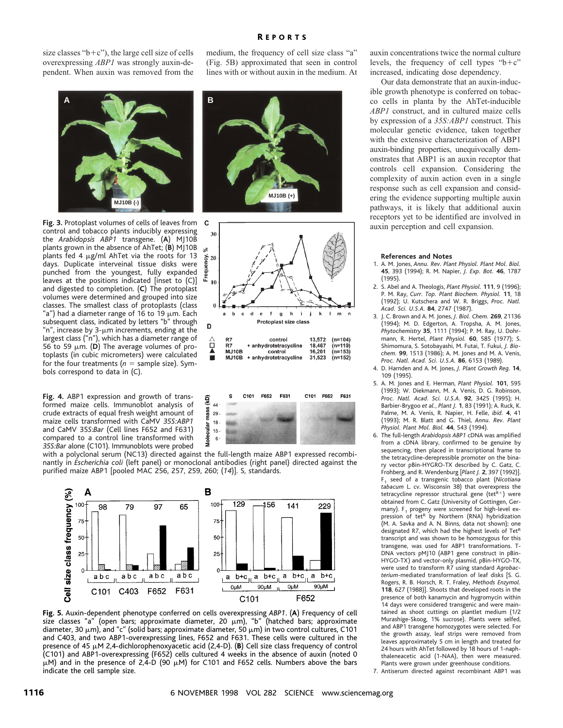size classes "b+c"), the large cell size of cells overexpressing *ABP1* was strongly auxin-dependent. When auxin was removed from the medium, the frequency of cell size class "a" (Fig. 5B) approximated that seen in control lines with or without auxin in the medium. At auxin concentrations twice the normal culture levels, the frequency of cell types "b+c" increased, indicating dose dependency.

Our data demonstrate that an auxin-inducible growth phenotype is conferred on tobacco cells in planta by the AhTet-inducible *ABP1* construct, and in cultured maize cells by expression of a *35S:ABP1* construct. This molecular genetic evidence, taken together with the extensive characterization of ABP1 auxin-binding properties, unequivocally demonstrates that ABP1 is an auxin receptor that controls cell expansion. Considering the complexity of auxin action even in a single response such as cell expansion and considering the evidence supporting multiple auxin pathways, it is likely that additional auxin receptors yet to be identified are involved in auxin perception and cell expansion.

**Fig. 3.** Protoplast volumes of cells of leaves from control and tobacco plants inducibly expressing the *Arabidopsis ABP1* transgene. (**A**) MJ10B plants grown in the absence of AhTet; (**B**) MJ10B plants fed 4 μg/ml AhTet via the roots for 13 days. Duplicate interveinal tissue disks were punched from the youngest, fully expanded leaves at the positions indicated [inset to (C)] and digested to completion. (**C**) The protoplast volumes were determined and grouped into size classes. The smallest class of protoplasts (class "a") had a diameter range of 16 to 19 μm. Each subsequent class, indicated by letters "b" through "n", increase by 3-μm increments, ending at the largest class ("n"), which has a diameter range of 56 to 59 μm. (**D**) The average volumes of protoplasts (in cubic micrometers) were calculated for the four treatments ($n$ = sample size). Symbols correspond to data in (C).

| Symbol | Line | Treatment | Average volume | n |
|---|---|---|---|---|
| △ | R7 | control | 13,572 | (n=104) |
| □ | R7 | + anhydrotetracycline | 18,467 | (n=119) |
| ▲ | MJ10B | control | 16,201 | (n=153) |
| ■ | MJ10B | + anhydrotetracycline | 31,523 | (n=152) |

**Fig. 4.** ABP1 expression and growth of transformed maize cells. Immunoblot analysis of crude extracts of equal fresh weight amount of maize cells transformed with CaMV *35S:ABP1* and CaMV 35*S:Bar* (Cell lines F652 and F631) compared to a control line transformed with *35S:Bar* alone (C101). Immunoblots were probed with a polyclonal serum (NC13) directed against the full-length maize ABP1 expressed recombinantly in *Escherichia coli* (left panel) or monoclonal antibodies (right panel) directed against the purified maize ABP1 [pooled MAC 256, 257, 259, 260; (*14*)]. S, standards.

**Fig. 5.** Auxin-dependent phenotype conferred on cells overexpressing *ABP1*. (**A**) Frequency of cell size classes "a" (open bars; approximate diameter, 20 μm), "b" (hatched bars; approximate diameter, 30 μm), and "c" (solid bars; approximate diameter, 50 μm) in two control cultures, C101 and C403, and two ABP1-overexpressing lines, F652 and F631. These cells were cultured in the presence of 45 μM 2,4-dichlorophenoxyacetic acid (2,4-D). (**B**) Cell size class frequency of control (C101) and ABP1-overexpressing (F652) cells cultured 4 weeks in the absence of auxin (noted 0 μM) and in the presence of 2,4-D (90 μM) for C101 and F652 cells. Numbers above the bars indicate the cell sample size.

### References and Notes

1. A. M. Jones, *Annu. Rev. Plant Physiol. Plant Mol. Biol.* **45**, 393 (1994); R. M. Napier, *J. Exp. Bot.* **46**, 1787 (1995).
2. S. Abel and A. Theologis, *Plant Physiol.* **111**, 9 (1996); P. M. Ray, *Curr. Top. Plant Biochem. Physiol.* **11**, 18 (1992); U. Kutschera and W. R. Briggs, *Proc. Natl. Acad. Sci. U.S.A.* **84**, 2747 (1987).
3. J. C. Brown and A. M. Jones, *J. Biol. Chem.* **269**, 21136 (1994); M. D. Edgerton, A. Tropsha, A. M. Jones, *Phytochemistry* **35**, 1111 (1994); P. M. Ray, U. Dohrmann, R. Hertel, *Plant Physiol.* **60**, 585 (1977); S. Shimomura, S. Sotobayashi, M. Futai, T. Fukui, *J. Biochem.* **99**, 1513 (1986); A. M. Jones and M. A. Venis, *Proc. Natl. Acad. Sci. U.S.A.* **86**, 6153 (1989).
4. D. Harnden and A. M. Jones, *J. Plant Growth Reg.* **14**, 109 (1995).
5. A. M. Jones and E. Herman, *Plant Physiol.* **101**, 595 (1993); W. Diekmann, M. A. Venis, D. G. Robinson, *Proc. Natl. Acad. Sci. U.S.A.* **92**, 3425 (1995); H. Barbier-Brygoo *et al.*, *Plant J.* **1**, 83 (1991); A. Ruck, K. Palme, M. A. Venis, R. Napier, H. Felle, *ibid.* **4**, 41 (1993); M. R. Blatt and G. Thiel, *Annu. Rev. Plant Physiol. Plant Mol. Biol.* **44**, 543 (1994).
6. The full-length *Arabidopsis ABP1* cDNA was amplified from a cDNA library, confirmed to be genuine by sequencing, then placed in transcriptional frame to the tetracycline-derepressible promoter on the binary vector pBin-HYGRO-TX described by C. Gatz, C. Frohberg, and R. Wendenburg [*Plant J.* **2**, 397 (1992)]. $F_1$ seed of a transgenic tobacco plant (*Nicotiana tabacum* L. cv. Wisconsin 38) that overexpress the tetracycline repressor structural gene ($tet^{R+}$) were obtained from C. Gatz (University of Gottingen, Germany). $F_1$ progeny were screened for high-level expression of $tet^R$ by Northern (RNA) hybridization (M. A. Savka and A. N. Binns, data not shown); one designated R7, which had the highest levels of $Tet^R$ transcript and was shown to be homozygous for this transgene, was used for ABP1 transformations. T-DNA vectors pMJ10 (ABP1 gene construct in pBin-HYGO-TX) and vector-only plasmid, pBin-HYGO-TX, were used to transform R7 using standard *Agrobacterium*-mediated transformation of leaf disks [S. G. Rogers, R. B. Horsch, R. T. Fraley, *Methods Enzymol.* **118**, 627 (1988)]. Shoots that developed roots in the presence of both kanamycin and hygromycin within 14 days were considered transgenic and were maintained as shoot cuttings on plantlet medium (1/2 Murashige-Skoog, 1% sucrose). Plants were selfed, and ABP1 transgene homozygotes were selected. For the growth assay, leaf strips were removed from leaves approximately 5 cm in length and treated for 24 hours with AhTet followed by 18 hours of 1-naphthaleneacetic acid (1-NAA), then were measured. Plants were grown under greenhouse conditions.
7. Antiserum directed against recombinant ABP1 was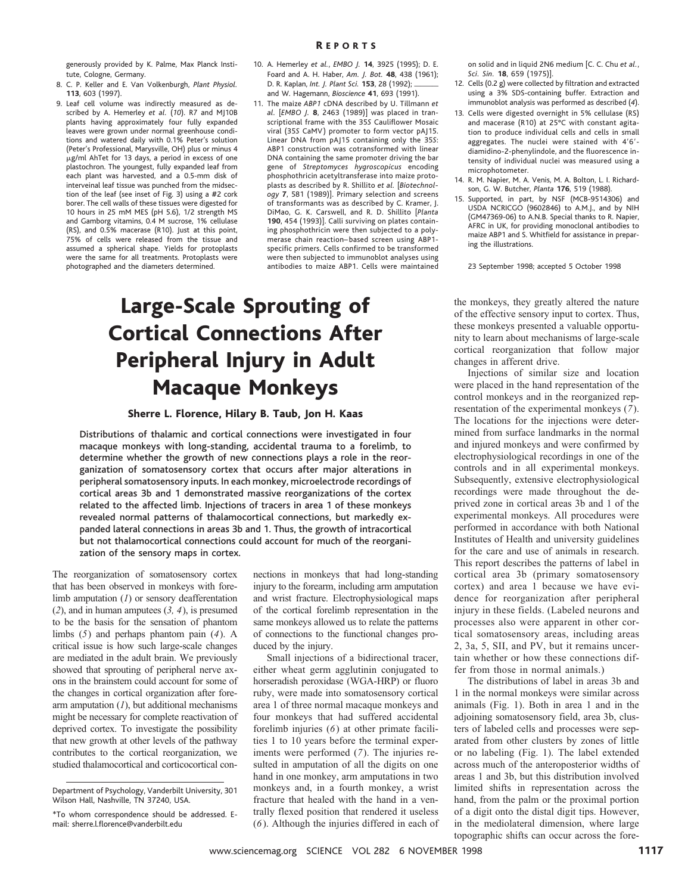generously provided by K. Palme, Max Planck Institute, Cologne, Germany.

8. C. P. Keller and E. Van Volkenburgh, *Plant Physiol.* **113**, 603 (1997).
9. Leaf cell volume was indirectly measured as described by A. Hemerley *et al.* (*10*). R7 and MJ10B plants having approximately four fully expanded leaves were grown under normal greenhouse conditions and watered daily with 0.1% Peter's solution (Peter's Professional, Marysville, OH) plus or minus 4 μg/ml AhTet for 13 days, a period in excess of one plastochron. The youngest, fully expanded leaf from each plant was harvested, and a 0.5-mm disk of interveinal leaf tissue was punched from the midsection of the leaf (see inset of Fig. 3) using a #2 cork borer. The cell walls of these tissues were digested for 10 hours in 25 mM MES (pH 5.6), 1/2 strength MS and Gamborg vitamins, 0.4 M sucrose, 1% cellulase (RS), and 0.5% macerase (R10). Just at this point, 75% of cells were released from the tissue and assumed a spherical shape. Yields for protoplasts were the same for all treatments. Protoplasts were photographed and the diameters determined.
10. A. Hemerley *et al.*, *EMBO J.* **14**, 3925 (1995); D. E. Foard and A. H. Haber, *Am. J. Bot.* **48**, 438 (1961); D. R. Kaplan, *Int. J. Plant Sci.* **153**, 28 (1992); ——— and W. Hagemann, *Bioscience* **41**, 693 (1991).
11. The maize *ABP1* cDNA described by U. Tillmann *et al.* [*EMBO J.* **8**, 2463 (1989)] was placed in transcriptional frame with the 35*S* Cauliflower Mosaic viral (35*S* CaMV) promoter to form vector pAJ15. Linear DNA from pAJ15 containing only the 35*S*: ABP1 construction was cotransformed with linear DNA containing the same promoter driving the bar gene of *Streptomyces hygroscopicus* encoding phosphothricin acetyltransferase into maize protoplasts as described by R. Shillito *et al.* [*Biotechnology* **7**, 581 (1989)]. Primary selection and screens of transformants was as described by C. Kramer, J. DiMao, G. K. Carswell, and R. D. Shillito [*Planta* **190**, 454 (1993)]. Calli surviving on plates containing phosphothricin were then subjected to a polymerase chain reaction–based screen using ABP1-specific primers. Cells confirmed to be transformed were then subjected to immunoblot analyses using antibodies to maize ABP1. Cells were maintained on solid and in liquid 2N6 medium [C. C. Chu *et al.*, *Sci. Sin.* **18**, 659 (1975)].
12. Cells (0.2 g) were collected by filtration and extracted using a 3% SDS-containing buffer. Extraction and immunoblot analysis was performed as described (*4*).
13. Cells were digested overnight in 5% cellulase (RS) and macerase (R10) at 25°C with constant agitation to produce individual cells and cells in small aggregates. The nuclei were stained with 4′6′-diamidino-2-phenylindole, and the fluorescence intensity of individual nuclei was measured using a microphotometer.
14. R. M. Napier, M. A. Venis, M. A. Bolton, L. I. Richardson, G. W. Butcher, *Planta* **176**, 519 (1988).
15. Supported, in part, by NSF (MCB-9514306) and USDA NCRICGO (9602846) to A.M.J., and by NIH (GM47369-06) to A.N.B. Special thanks to R. Napier, AFRC in UK, for providing monoclonal antibodies to maize ABP1 and S. Whitfield for assistance in preparing the illustrations.

23 September 1998; accepted 5 October 1998

# Large-Scale Sprouting of Cortical Connections After Peripheral Injury in Adult Macaque Monkeys

**Sherre L. Florence, Hilary B. Taub, Jon H. Kaas**

**Distributions of thalamic and cortical connections were investigated in four macaque monkeys with long-standing, accidental trauma to a forelimb, to determine whether the growth of new connections plays a role in the reorganization of somatosensory cortex that occurs after major alterations in peripheral somatosensory inputs. In each monkey, microelectrode recordings of cortical areas 3b and 1 demonstrated massive reorganizations of the cortex related to the affected limb. Injections of tracers in area 1 of these monkeys revealed normal patterns of thalamocortical connections, but markedly expanded lateral connections in areas 3b and 1. Thus, the growth of intracortical but not thalamocortical connections could account for much of the reorganization of the sensory maps in cortex.**

The reorganization of somatosensory cortex that has been observed in monkeys with forelimb amputation (*1*) or sensory deafferentation (*2*), and in human amputees (*3, 4*), is presumed to be the basis for the sensation of phantom limbs (*5*) and perhaps phantom pain (*4*). A critical issue is how such large-scale changes are mediated in the adult brain. We previously showed that sprouting of peripheral nerve axons in the brainstem could account for some of the changes in cortical organization after forearm amputation (*1*), but additional mechanisms might be necessary for complete reactivation of deprived cortex. To investigate the possibility that new growth at other levels of the pathway contributes to the cortical reorganization, we studied thalamocortical and corticocortical connections in monkeys that had long-standing injury to the forearm, including arm amputation and wrist fracture. Electrophysiological maps of the cortical forelimb representation in the same monkeys allowed us to relate the patterns of connections to the functional changes produced by the injury.

Small injections of a bidirectional tracer, either wheat germ agglutinin conjugated to horseradish peroxidase (WGA-HRP) or fluoro ruby, were made into somatosensory cortical area 1 of three normal macaque monkeys and four monkeys that had suffered accidental forelimb injuries (*6*) at other primate facilities 1 to 10 years before the terminal experiments were performed (*7*). The injuries resulted in amputation of all the digits on one hand in one monkey, arm amputations in two monkeys and, in a fourth monkey, a wrist fracture that healed with the hand in a ventrally flexed position that rendered it useless (*6*). Although the injuries differed in each of the monkeys, they greatly altered the nature of the effective sensory input to cortex. Thus, these monkeys presented a valuable opportunity to learn about mechanisms of large-scale cortical reorganization that follow major changes in afferent drive.

Injections of similar size and location were placed in the hand representation of the control monkeys and in the reorganized representation of the experimental monkeys (*7*). The locations for the injections were determined from surface landmarks in the normal and injured monkeys and were confirmed by electrophysiological recordings in one of the controls and in all experimental monkeys. Subsequently, extensive electrophysiological recordings were made throughout the deprived zone in cortical areas 3b and 1 of the experimental monkeys. All procedures were performed in accordance with both National Institutes of Health and university guidelines for the care and use of animals in research. This report describes the patterns of label in cortical area 3b (primary somatosensory cortex) and area 1 because we have evidence for reorganization after peripheral injury in these fields. (Labeled neurons and processes also were apparent in other cortical somatosensory areas, including areas 2, 3a, 5, SII, and PV, but it remains uncertain whether or how these connections differ from those in normal animals.)

The distributions of label in areas 3b and 1 in the normal monkeys were similar across animals (Fig. 1). Both in area 1 and in the adjoining somatosensory field, area 3b, clusters of labeled cells and processes were separated from other clusters by zones of little or no labeling (Fig. 1). The label extended across much of the anteroposterior widths of areas 1 and 3b, but this distribution involved limited shifts in representation across the hand, from the palm or the proximal portion of a digit onto the distal digit tips. However, in the mediolateral dimension, where large topographic shifts can occur across the fore-

Department of Psychology, Vanderbilt University, 301 Wilson Hall, Nashville, TN 37240, USA.

*To whom correspondence should be addressed. E-mail: sherre.l.florence@vanderbilt.edu